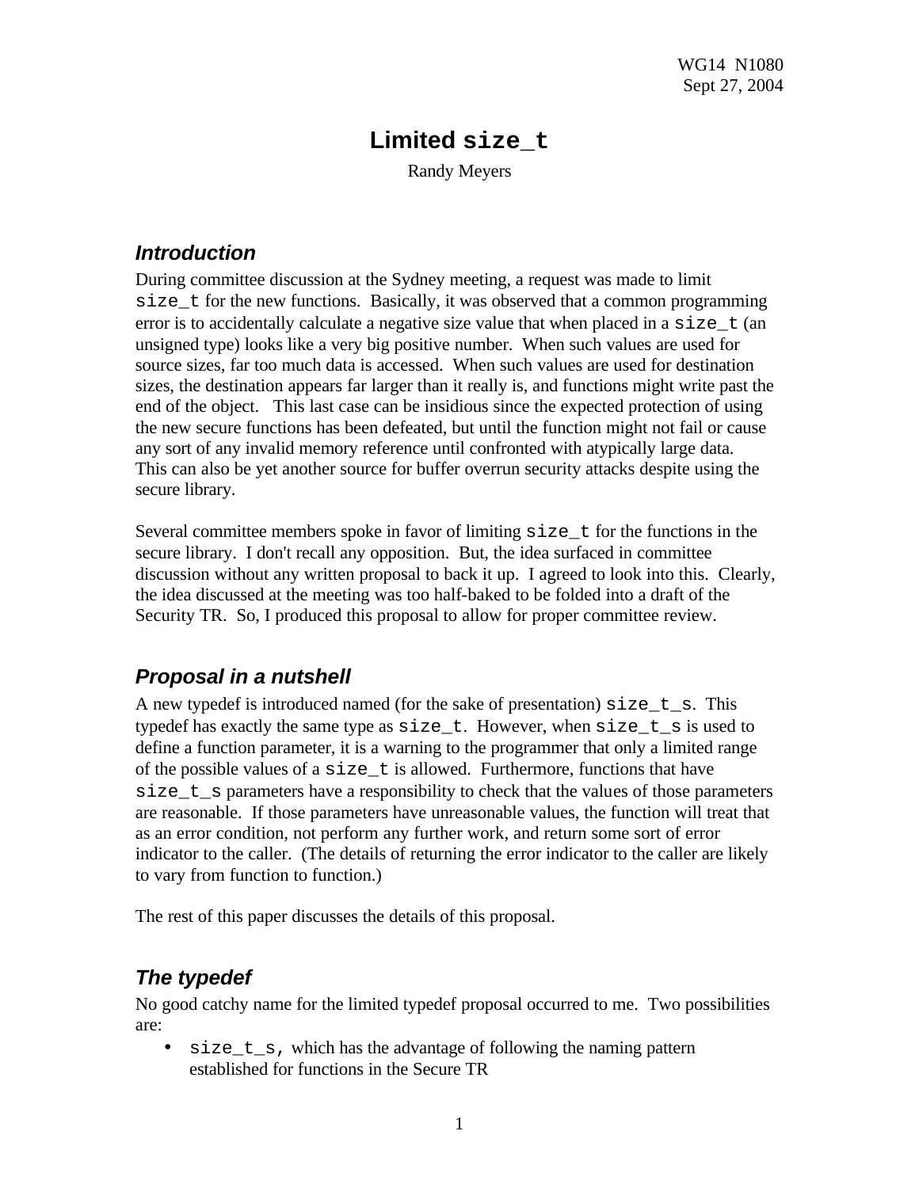WG14 N1080
Sept 27, 2004

# Limited `size_t`

Randy Meyers

## *Introduction*

During committee discussion at the Sydney meeting, a request was made to limit `size_t` for the new functions. Basically, it was observed that a common programming error is to accidentally calculate a negative size value that when placed in a `size_t` (an unsigned type) looks like a very big positive number. When such values are used for source sizes, far too much data is accessed. When such values are used for destination sizes, the destination appears far larger than it really is, and functions might write past the end of the object. This last case can be insidious since the expected protection of using the new secure functions has been defeated, but until the function might not fail or cause any sort of any invalid memory reference until confronted with atypically large data. This can also be yet another source for buffer overrun security attacks despite using the secure library.

Several committee members spoke in favor of limiting `size_t` for the functions in the secure library. I don't recall any opposition. But, the idea surfaced in committee discussion without any written proposal to back it up. I agreed to look into this. Clearly, the idea discussed at the meeting was too half-baked to be folded into a draft of the Security TR. So, I produced this proposal to allow for proper committee review.

## *Proposal in a nutshell*

A new typedef is introduced named (for the sake of presentation) `size_t_s`. This typedef has exactly the same type as `size_t`. However, when `size_t_s` is used to define a function parameter, it is a warning to the programmer that only a limited range of the possible values of a `size_t` is allowed. Furthermore, functions that have `size_t_s` parameters have a responsibility to check that the values of those parameters are reasonable. If those parameters have unreasonable values, the function will treat that as an error condition, not perform any further work, and return some sort of error indicator to the caller. (The details of returning the error indicator to the caller are likely to vary from function to function.)

The rest of this paper discusses the details of this proposal.

## *The typedef*

No good catchy name for the limited typedef proposal occurred to me. Two possibilities are:

- `size_t_s`, which has the advantage of following the naming pattern established for functions in the Secure TR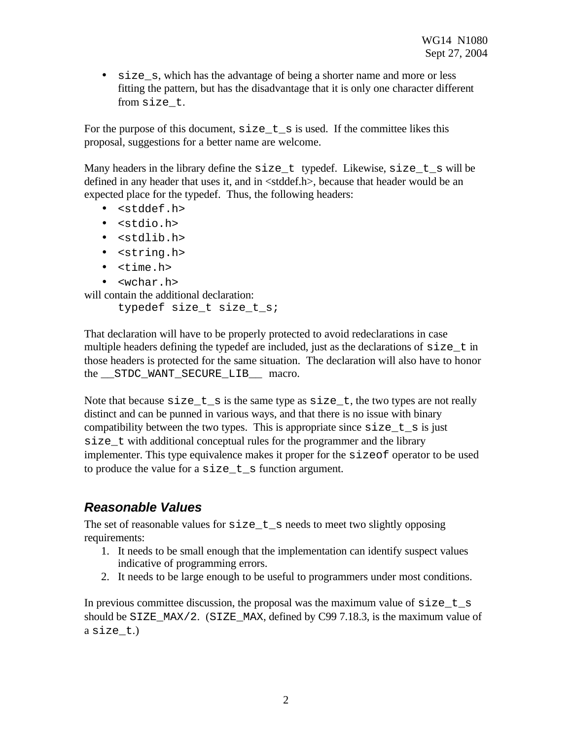- `size_s`, which has the advantage of being a shorter name and more or less fitting the pattern, but has the disadvantage that it is only one character different from `size_t`.

For the purpose of this document, `size_t_s` is used. If the committee likes this proposal, suggestions for a better name are welcome.

Many headers in the library define the `size_t` typedef. Likewise, `size_t_s` will be defined in any header that uses it, and in <stddef.h>, because that header would be an expected place for the typedef. Thus, the following headers:

- `<stddef.h>`
- `<stdio.h>`
- `<stdlib.h>`
- `<string.h>`
- `<time.h>`
- `<wchar.h>`

will contain the additional declaration:

```
typedef size_t size_t_s;
```

That declaration will have to be properly protected to avoid redeclarations in case multiple headers defining the typedef are included, just as the declarations of `size_t` in those headers is protected for the same situation. The declaration will also have to honor the `__STDC_WANT_SECURE_LIB__` macro.

Note that because `size_t_s` is the same type as `size_t`, the two types are not really distinct and can be punned in various ways, and that there is no issue with binary compatibility between the two types. This is appropriate since `size_t_s` is just `size_t` with additional conceptual rules for the programmer and the library implementer. This type equivalence makes it proper for the `sizeof` operator to be used to produce the value for a `size_t_s` function argument.

## *Reasonable Values*

The set of reasonable values for `size_t_s` needs to meet two slightly opposing requirements:

1. It needs to be small enough that the implementation can identify suspect values indicative of programming errors.
2. It needs to be large enough to be useful to programmers under most conditions.

In previous committee discussion, the proposal was the maximum value of `size_t_s` should be `SIZE_MAX/2`. (`SIZE_MAX`, defined by C99 7.18.3, is the maximum value of a `size_t`.)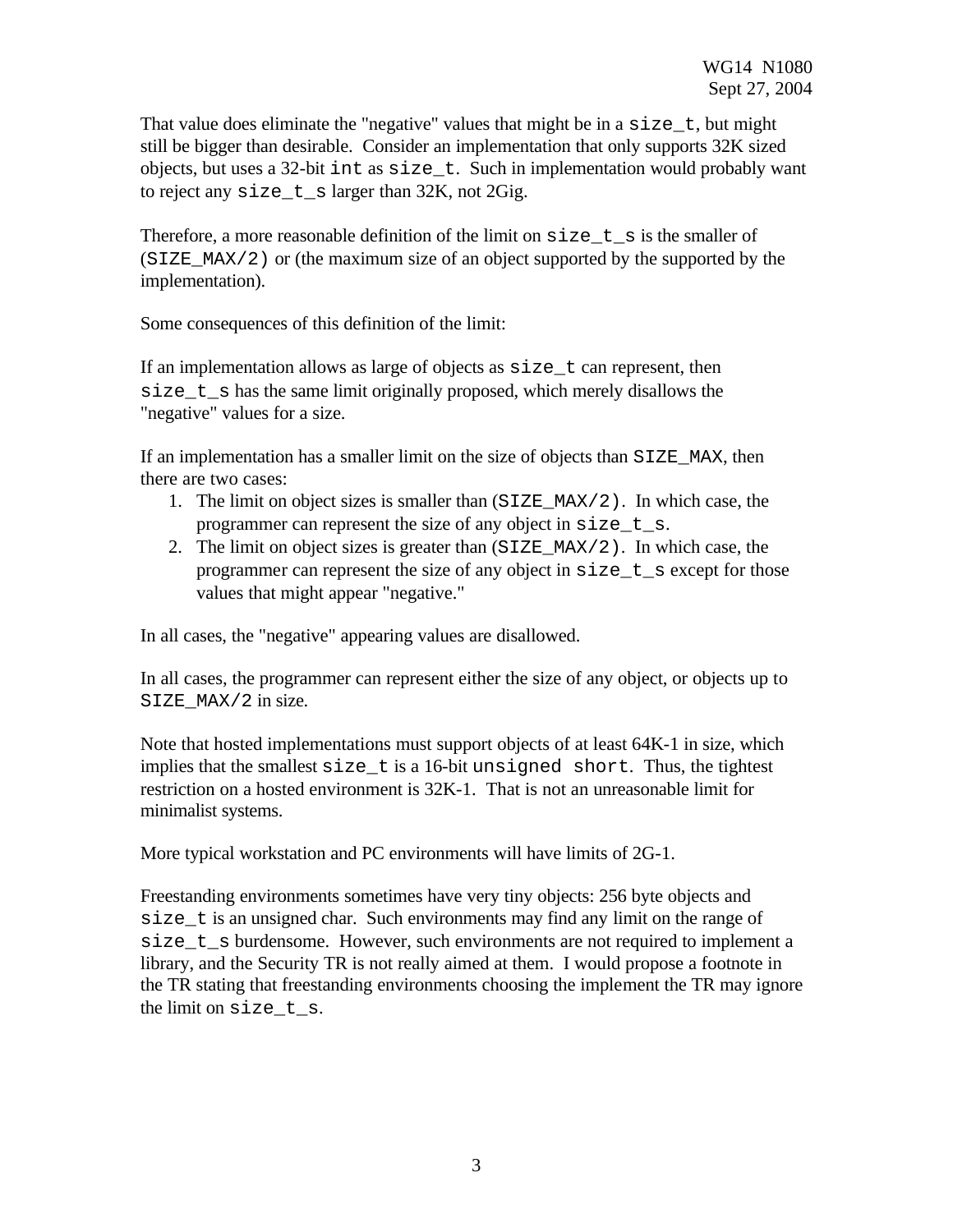That value does eliminate the "negative" values that might be in a `size_t`, but might still be bigger than desirable. Consider an implementation that only supports 32K sized objects, but uses a 32-bit `int` as `size_t`. Such in implementation would probably want to reject any `size_t_s` larger than 32K, not 2Gig.

Therefore, a more reasonable definition of the limit on `size_t_s` is the smaller of (`SIZE_MAX/2)` or (the maximum size of an object supported by the supported by the implementation).

Some consequences of this definition of the limit:

If an implementation allows as large of objects as `size_t` can represent, then `size_t_s` has the same limit originally proposed, which merely disallows the "negative" values for a size.

If an implementation has a smaller limit on the size of objects than `SIZE_MAX`, then there are two cases:

1. The limit on object sizes is smaller than (`SIZE_MAX/2)`. In which case, the programmer can represent the size of any object in `size_t_s`.
2. The limit on object sizes is greater than (`SIZE_MAX/2)`. In which case, the programmer can represent the size of any object in `size_t_s` except for those values that might appear "negative."

In all cases, the "negative" appearing values are disallowed.

In all cases, the programmer can represent either the size of any object, or objects up to `SIZE_MAX/2` in size.

Note that hosted implementations must support objects of at least 64K-1 in size, which implies that the smallest `size_t` is a 16-bit `unsigned short`. Thus, the tightest restriction on a hosted environment is 32K-1. That is not an unreasonable limit for minimalist systems.

More typical workstation and PC environments will have limits of 2G-1.

Freestanding environments sometimes have very tiny objects: 256 byte objects and `size_t` is an unsigned char. Such environments may find any limit on the range of `size_t_s` burdensome. However, such environments are not required to implement a library, and the Security TR is not really aimed at them. I would propose a footnote in the TR stating that freestanding environments choosing the implement the TR may ignore the limit on `size_t_s`.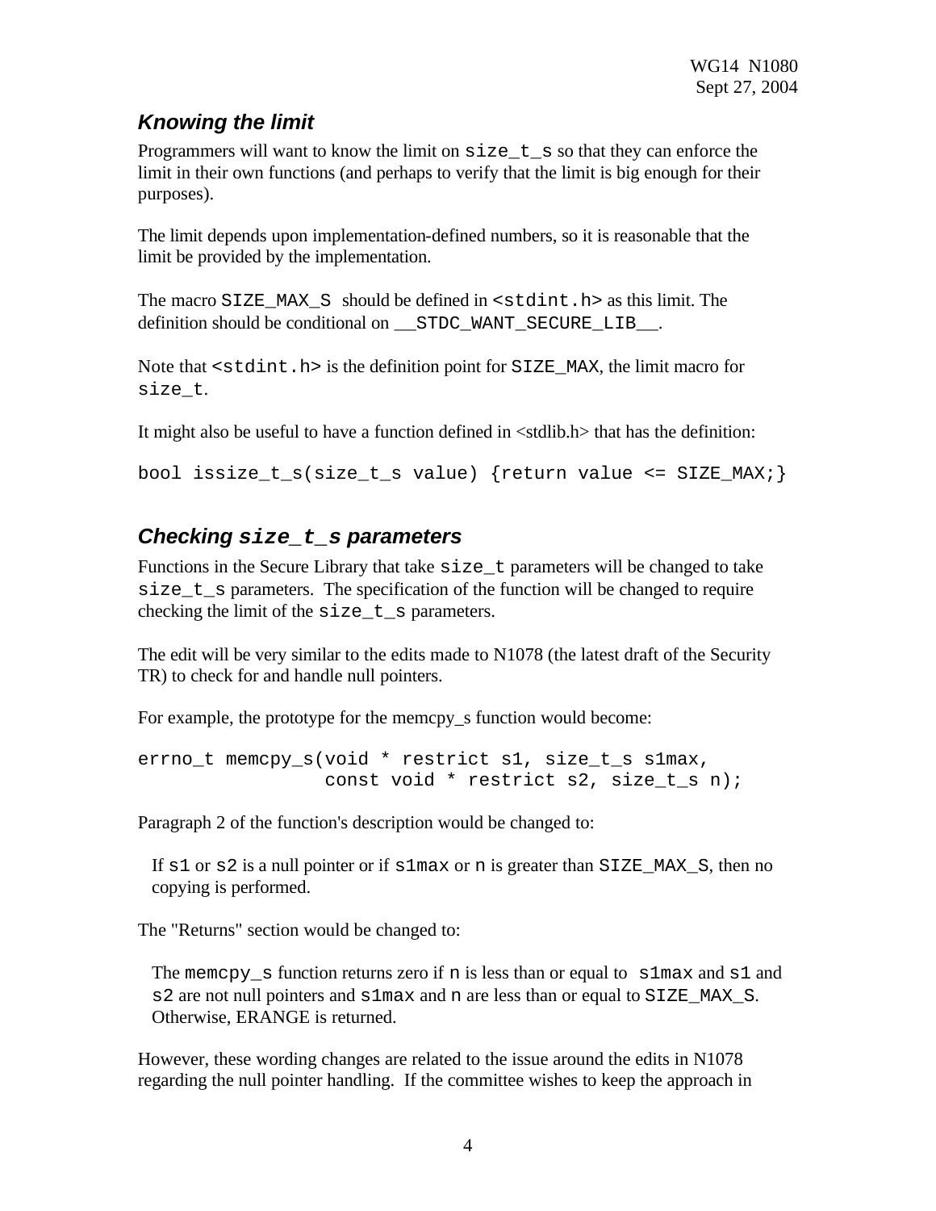### *Knowing the limit*

Programmers will want to know the limit on `size_t_s` so that they can enforce the limit in their own functions (and perhaps to verify that the limit is big enough for their purposes).

The limit depends upon implementation-defined numbers, so it is reasonable that the limit be provided by the implementation.

The macro `SIZE_MAX_S` should be defined in `<stdint.h>` as this limit. The definition should be conditional on `__STDC_WANT_SECURE_LIB__`.

Note that `<stdint.h>` is the definition point for `SIZE_MAX`, the limit macro for `size_t`.

It might also be useful to have a function defined in <stdlib.h> that has the definition:

```
bool issize_t_s(size_t_s value) {return value <= SIZE_MAX;}
```

### *Checking `size_t_s` parameters*

Functions in the Secure Library that take `size_t` parameters will be changed to take `size_t_s` parameters. The specification of the function will be changed to require checking the limit of the `size_t_s` parameters.

The edit will be very similar to the edits made to N1078 (the latest draft of the Security TR) to check for and handle null pointers.

For example, the prototype for the memcpy_s function would become:

```
errno_t memcpy_s(void * restrict s1, size_t_s s1max,
                 const void * restrict s2, size_t_s n);
```

Paragraph 2 of the function's description would be changed to:

> If `s1` or `s2` is a null pointer or if `s1max` or `n` is greater than `SIZE_MAX_S`, then no copying is performed.

The "Returns" section would be changed to:

> The `memcpy_s` function returns zero if `n` is less than or equal to `s1max` and `s1` and `s2` are not null pointers and `s1max` and `n` are less than or equal to `SIZE_MAX_S`. Otherwise, ERANGE is returned.

However, these wording changes are related to the issue around the edits in N1078 regarding the null pointer handling. If the committee wishes to keep the approach in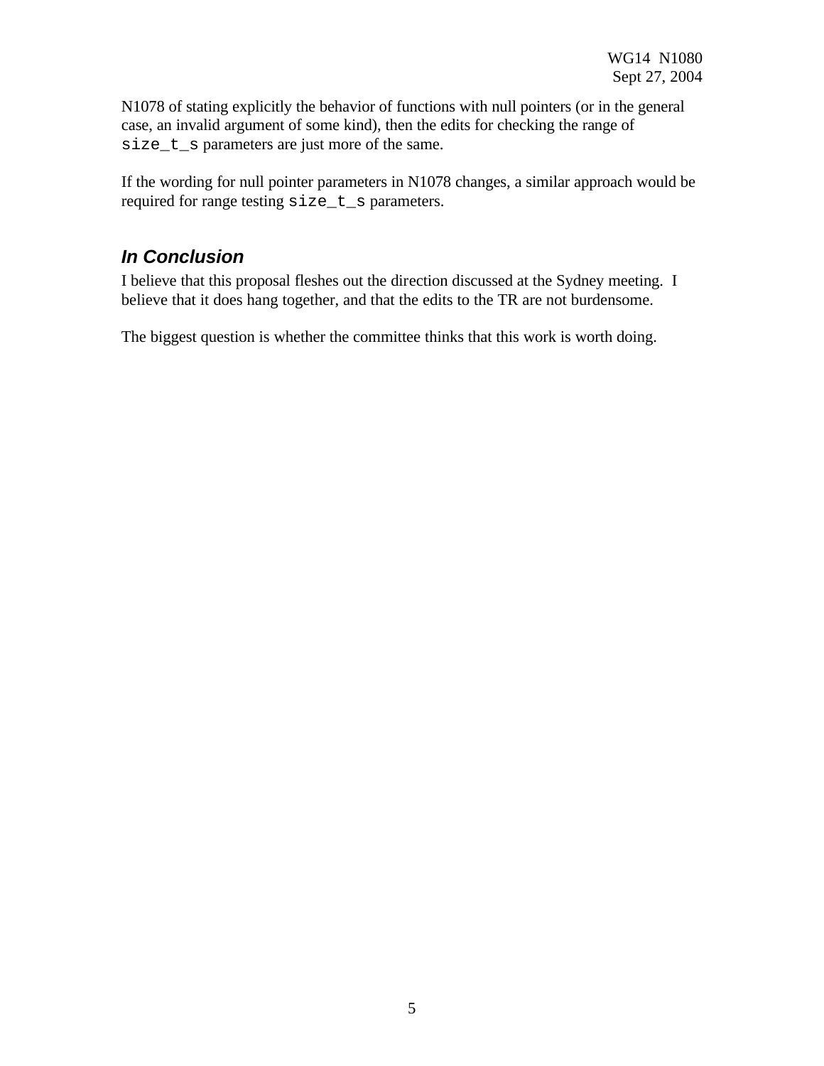N1078 of stating explicitly the behavior of functions with null pointers (or in the general case, an invalid argument of some kind), then the edits for checking the range of `size_t_s` parameters are just more of the same.

If the wording for null pointer parameters in N1078 changes, a similar approach would be required for range testing `size_t_s` parameters.

## *In Conclusion*

I believe that this proposal fleshes out the direction discussed at the Sydney meeting. I believe that it does hang together, and that the edits to the TR are not burdensome.

The biggest question is whether the committee thinks that this work is worth doing.